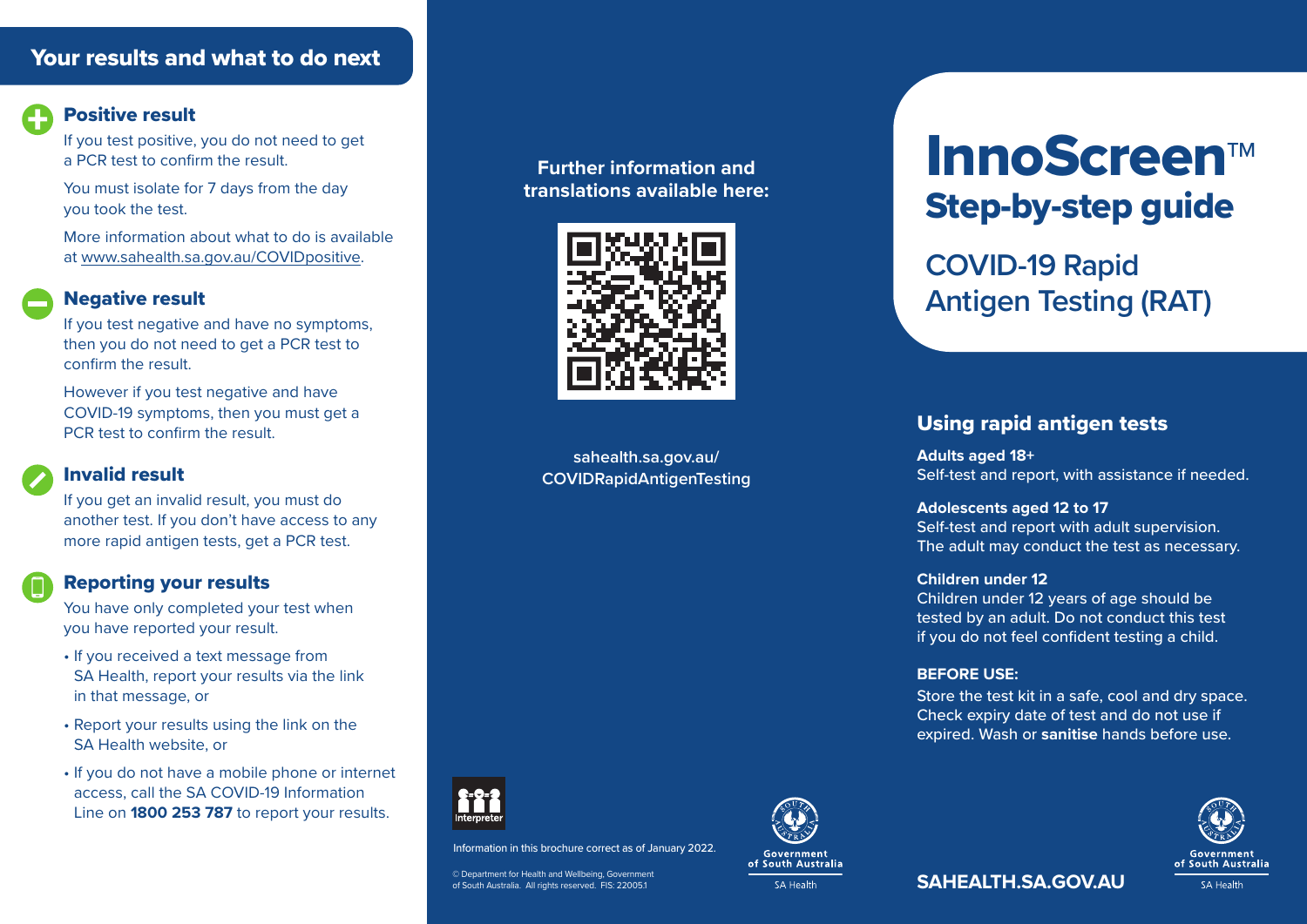## Your results and what to do next

### Positive result

If you test positive, you do not need to get a PCR test to confirm the result.

You must isolate for 7 days from the day you took the test.

More information about what to do is available at www.sahealth.sa.gov.au/COVIDpositive.

### Negative result

If you test negative and have no symptoms, then you do not need to get a PCR test to confirm the result.

However if you test negative and have COVID-19 symptoms, then you must get a PCR test to confirm the result.

### Invalid result

If you get an invalid result, you must do another test. If you don't have access to any more rapid antigen tests, get a PCR test.

### Reporting your results

You have only completed your test when you have reported your result.

- If you received a text message from SA Health, report your results via the link in that message, or
- Report your results using the link on the SA Health website, or
- If you do not have a mobile phone or internet access, call the SA COVID-19 Information Line on **1800 253 787** to report your results.

**Further information and translations available here:**

sahealth.sa.gov.au/COVIDRapidAntigenTesting

Interpreter

Information in this brochure correct as of January 2022.

© Department for Health and Wellbeing, Government of South Australia. All rights reserved. FIS: 22005.1

Government of South Australia
SA Health

# InnoScreen™

## Step-by-step guide

## COVID-19 Rapid Antigen Testing (RAT)

### Using rapid antigen tests

**Adults aged 18+**
Self-test and report, with assistance if needed.

**Adolescents aged 12 to 17**
Self-test and report with adult supervision. The adult may conduct the test as necessary.

**Children under 12**
Children under 12 years of age should be tested by an adult. Do not conduct this test if you do not feel confident testing a child.

**BEFORE USE:**

Store the test kit in a safe, cool and dry space. Check expiry date of test and do not use if expired. Wash or **sanitise** hands before use.

**SAHEALTH.SA.GOV.AU**

Government of South Australia
SA Health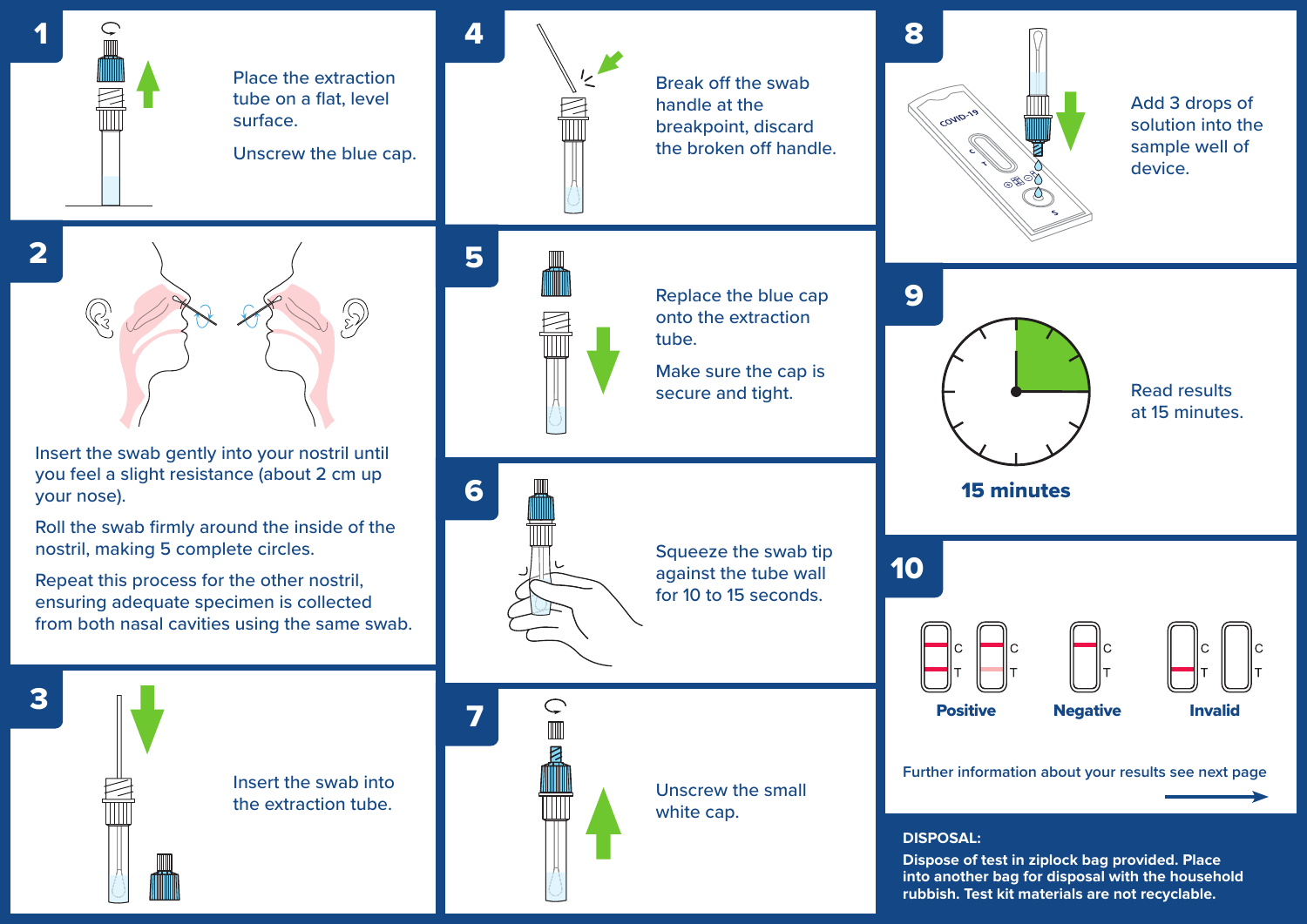## 1

Place the extraction tube on a flat, level surface.

Unscrew the blue cap.

## 2

Insert the swab gently into your nostril until you feel a slight resistance (about 2 cm up your nose).

Roll the swab firmly around the inside of the nostril, making 5 complete circles.

Repeat this process for the other nostril, ensuring adequate specimen is collected from both nasal cavities using the same swab.

## 3

Insert the swab into the extraction tube.

## 4

Break off the swab handle at the breakpoint, discard the broken off handle.

## 5

Replace the blue cap onto the extraction tube.

Make sure the cap is secure and tight.

## 6

Squeeze the swab tip against the tube wall for 10 to 15 seconds.

## 7

Unscrew the small white cap.

## 8

Add 3 drops of solution into the sample well of device.

## 9

15 minutes

Read results at 15 minutes.

## 10

C T C T — **Positive**

C T — **Negative**

C T C T — **Invalid**

Further information about your results see next page

**DISPOSAL:**

**Dispose of test in ziplock bag provided. Place into another bag for disposal with the household rubbish. Test kit materials are not recyclable.**